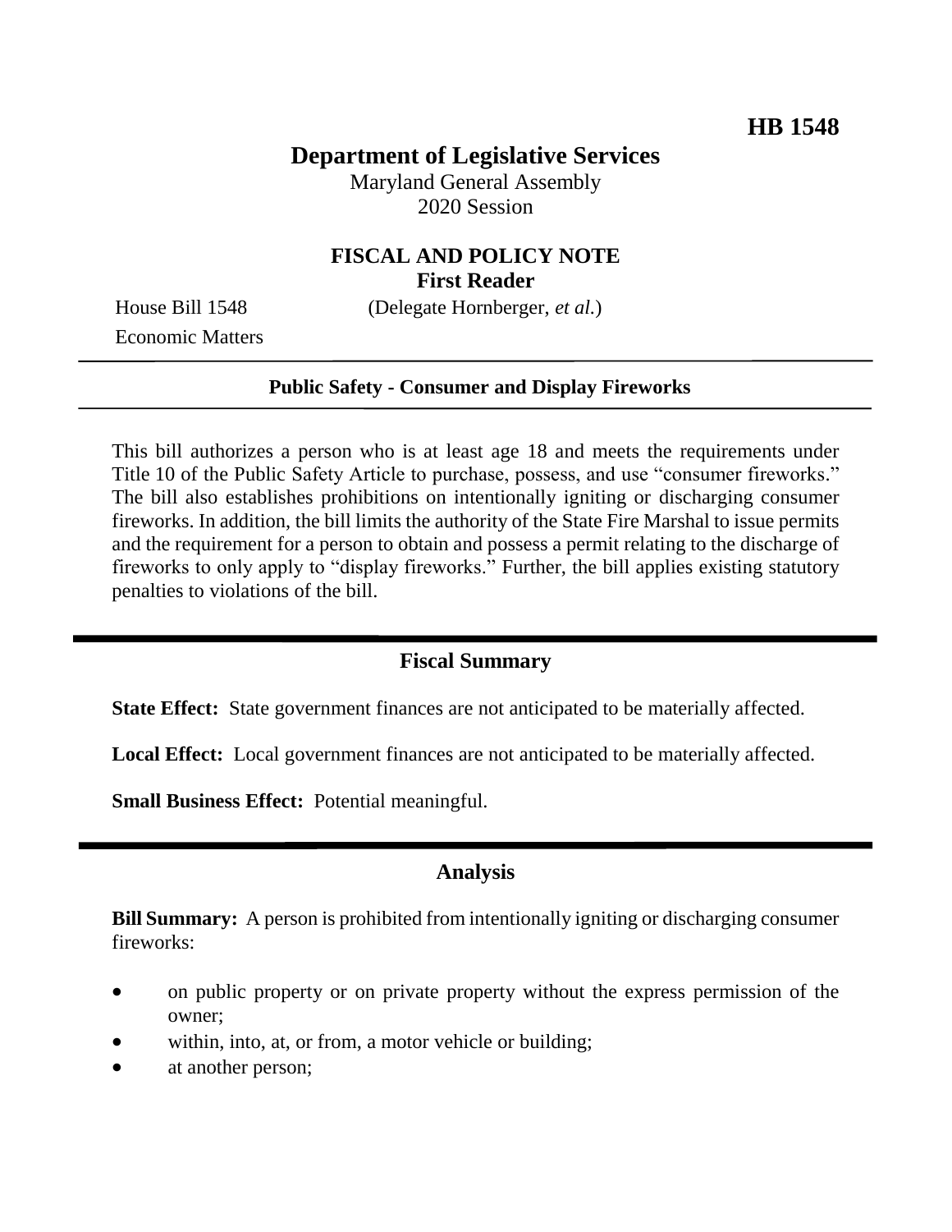**HB 1548**

# Department of Legislative Services

Maryland General Assembly
2020 Session

## FISCAL AND POLICY NOTE
**First Reader**

House Bill 1548 (Delegate Hornberger, *et al.*)
Economic Matters

**Public Safety - Consumer and Display Fireworks**

This bill authorizes a person who is at least age 18 and meets the requirements under Title 10 of the Public Safety Article to purchase, possess, and use "consumer fireworks." The bill also establishes prohibitions on intentionally igniting or discharging consumer fireworks. In addition, the bill limits the authority of the State Fire Marshal to issue permits and the requirement for a person to obtain and possess a permit relating to the discharge of fireworks to only apply to "display fireworks." Further, the bill applies existing statutory penalties to violations of the bill.

## Fiscal Summary

**State Effect:** State government finances are not anticipated to be materially affected.

**Local Effect:** Local government finances are not anticipated to be materially affected.

**Small Business Effect:** Potential meaningful.

## Analysis

**Bill Summary:** A person is prohibited from intentionally igniting or discharging consumer fireworks:

- on public property or on private property without the express permission of the owner;
- within, into, at, or from, a motor vehicle or building;
- at another person;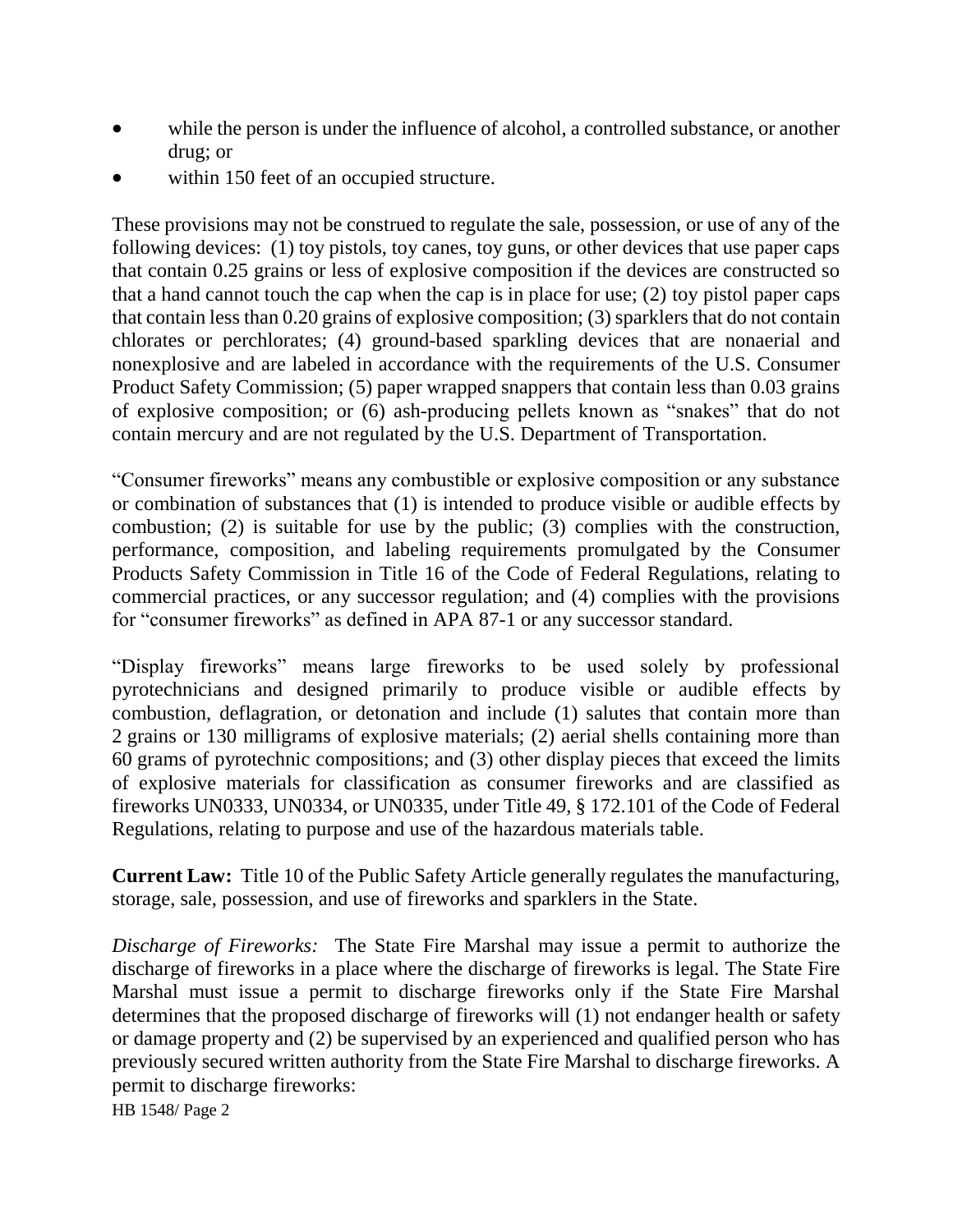- while the person is under the influence of alcohol, a controlled substance, or another drug; or
- within 150 feet of an occupied structure.

These provisions may not be construed to regulate the sale, possession, or use of any of the following devices: (1) toy pistols, toy canes, toy guns, or other devices that use paper caps that contain 0.25 grains or less of explosive composition if the devices are constructed so that a hand cannot touch the cap when the cap is in place for use; (2) toy pistol paper caps that contain less than 0.20 grains of explosive composition; (3) sparklers that do not contain chlorates or perchlorates; (4) ground-based sparkling devices that are nonaerial and nonexplosive and are labeled in accordance with the requirements of the U.S. Consumer Product Safety Commission; (5) paper wrapped snappers that contain less than 0.03 grains of explosive composition; or (6) ash-producing pellets known as "snakes" that do not contain mercury and are not regulated by the U.S. Department of Transportation.

"Consumer fireworks" means any combustible or explosive composition or any substance or combination of substances that (1) is intended to produce visible or audible effects by combustion; (2) is suitable for use by the public; (3) complies with the construction, performance, composition, and labeling requirements promulgated by the Consumer Products Safety Commission in Title 16 of the Code of Federal Regulations, relating to commercial practices, or any successor regulation; and (4) complies with the provisions for "consumer fireworks" as defined in APA 87-1 or any successor standard.

"Display fireworks" means large fireworks to be used solely by professional pyrotechnicians and designed primarily to produce visible or audible effects by combustion, deflagration, or detonation and include (1) salutes that contain more than 2 grains or 130 milligrams of explosive materials; (2) aerial shells containing more than 60 grams of pyrotechnic compositions; and (3) other display pieces that exceed the limits of explosive materials for classification as consumer fireworks and are classified as fireworks UN0333, UN0334, or UN0335, under Title 49, § 172.101 of the Code of Federal Regulations, relating to purpose and use of the hazardous materials table.

**Current Law:** Title 10 of the Public Safety Article generally regulates the manufacturing, storage, sale, possession, and use of fireworks and sparklers in the State.

*Discharge of Fireworks:* The State Fire Marshal may issue a permit to authorize the discharge of fireworks in a place where the discharge of fireworks is legal. The State Fire Marshal must issue a permit to discharge fireworks only if the State Fire Marshal determines that the proposed discharge of fireworks will (1) not endanger health or safety or damage property and (2) be supervised by an experienced and qualified person who has previously secured written authority from the State Fire Marshal to discharge fireworks. A permit to discharge fireworks: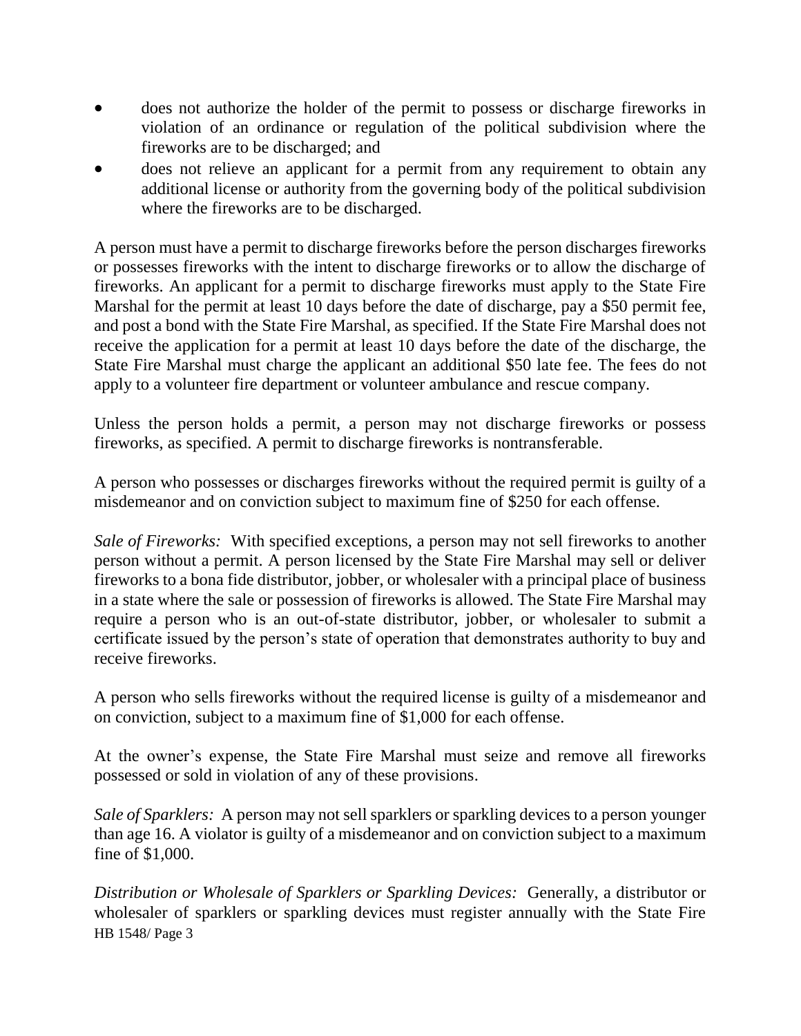- does not authorize the holder of the permit to possess or discharge fireworks in violation of an ordinance or regulation of the political subdivision where the fireworks are to be discharged; and
- does not relieve an applicant for a permit from any requirement to obtain any additional license or authority from the governing body of the political subdivision where the fireworks are to be discharged.

A person must have a permit to discharge fireworks before the person discharges fireworks or possesses fireworks with the intent to discharge fireworks or to allow the discharge of fireworks. An applicant for a permit to discharge fireworks must apply to the State Fire Marshal for the permit at least 10 days before the date of discharge, pay a $50 permit fee, and post a bond with the State Fire Marshal, as specified. If the State Fire Marshal does not receive the application for a permit at least 10 days before the date of the discharge, the State Fire Marshal must charge the applicant an additional $50 late fee. The fees do not apply to a volunteer fire department or volunteer ambulance and rescue company.

Unless the person holds a permit, a person may not discharge fireworks or possess fireworks, as specified. A permit to discharge fireworks is nontransferable.

A person who possesses or discharges fireworks without the required permit is guilty of a misdemeanor and on conviction subject to maximum fine of $250 for each offense.

*Sale of Fireworks:* With specified exceptions, a person may not sell fireworks to another person without a permit. A person licensed by the State Fire Marshal may sell or deliver fireworks to a bona fide distributor, jobber, or wholesaler with a principal place of business in a state where the sale or possession of fireworks is allowed. The State Fire Marshal may require a person who is an out-of-state distributor, jobber, or wholesaler to submit a certificate issued by the person's state of operation that demonstrates authority to buy and receive fireworks.

A person who sells fireworks without the required license is guilty of a misdemeanor and on conviction, subject to a maximum fine of $1,000 for each offense.

At the owner's expense, the State Fire Marshal must seize and remove all fireworks possessed or sold in violation of any of these provisions.

*Sale of Sparklers:* A person may not sell sparklers or sparkling devices to a person younger than age 16. A violator is guilty of a misdemeanor and on conviction subject to a maximum fine of $1,000.

*Distribution or Wholesale of Sparklers or Sparkling Devices:* Generally, a distributor or wholesaler of sparklers or sparkling devices must register annually with the State Fire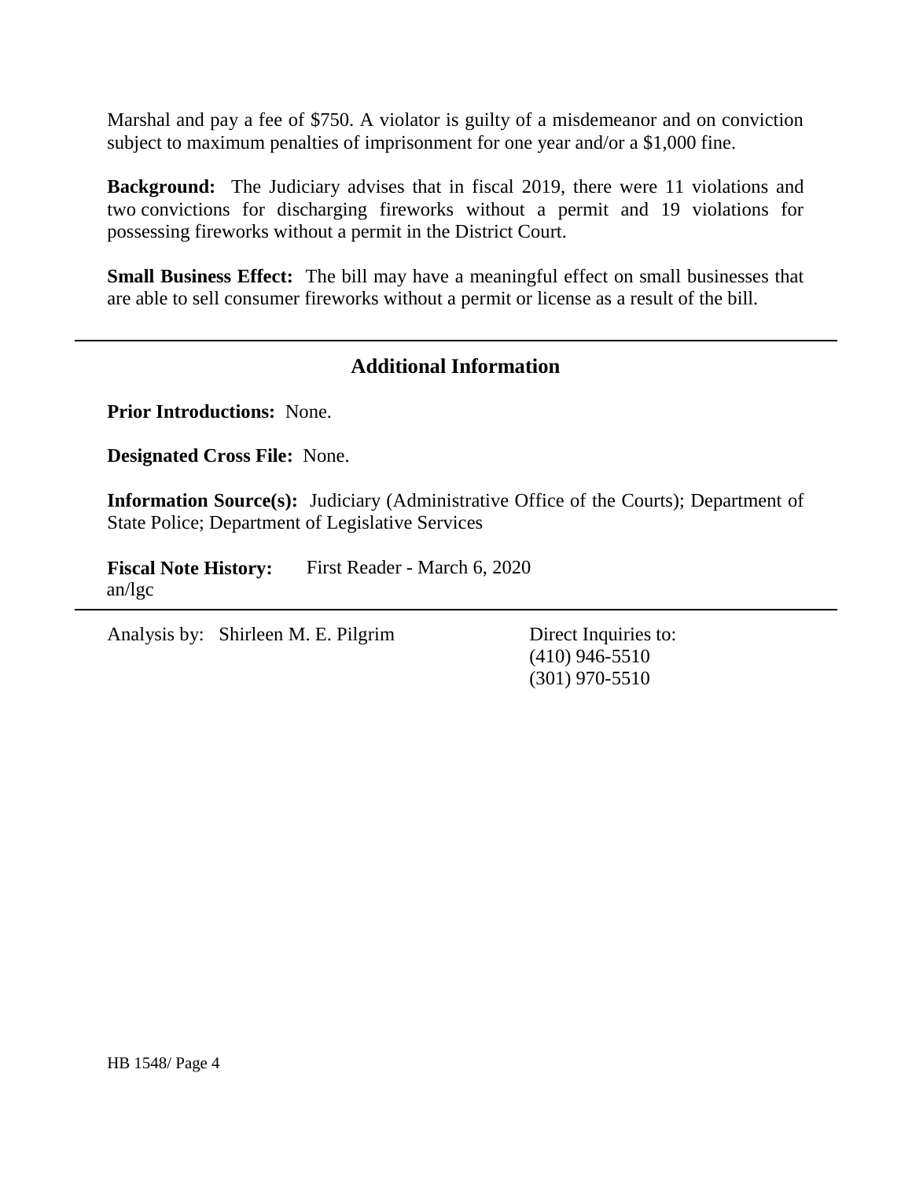Marshal and pay a fee of $750. A violator is guilty of a misdemeanor and on conviction subject to maximum penalties of imprisonment for one year and/or a $1,000 fine.

**Background:** The Judiciary advises that in fiscal 2019, there were 11 violations and two convictions for discharging fireworks without a permit and 19 violations for possessing fireworks without a permit in the District Court.

**Small Business Effect:** The bill may have a meaningful effect on small businesses that are able to sell consumer fireworks without a permit or license as a result of the bill.

## Additional Information

**Prior Introductions:** None.

**Designated Cross File:** None.

**Information Source(s):** Judiciary (Administrative Office of the Courts); Department of State Police; Department of Legislative Services

**Fiscal Note History:** First Reader - March 6, 2020
an/lgc

Analysis by: Shirleen M. E. Pilgrim

Direct Inquiries to:
(410) 946-5510
(301) 970-5510